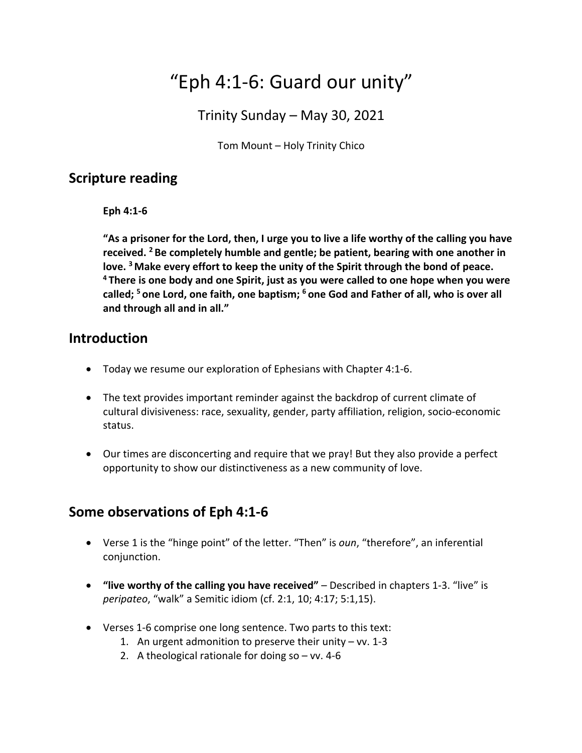# "Eph 4:1-6: Guard our unity"

## Trinity Sunday – May 30, 2021

Tom Mount – Holy Trinity Chico

## Scripture reading

**Eph 4:1-6**

**"As a prisoner for the Lord, then, I urge you to live a life worthy of the calling you have received. [2] Be completely humble and gentle; be patient, bearing with one another in love. [3] Make every effort to keep the unity of the Spirit through the bond of peace. [4] There is one body and one Spirit, just as you were called to one hope when you were called; [5] one Lord, one faith, one baptism; [6] one God and Father of all, who is over all and through all and in all."**

## Introduction

- Today we resume our exploration of Ephesians with Chapter 4:1-6.
- The text provides important reminder against the backdrop of current climate of cultural divisiveness: race, sexuality, gender, party affiliation, religion, socio-economic status.
- Our times are disconcerting and require that we pray! But they also provide a perfect opportunity to show our distinctiveness as a new community of love.

## Some observations of Eph 4:1-6

- Verse 1 is the "hinge point" of the letter. "Then" is *oun*, "therefore", an inferential conjunction.
- **"live worthy of the calling you have received"** – Described in chapters 1-3. "live" is *peripateo*, "walk" a Semitic idiom (cf. 2:1, 10; 4:17; 5:1,15).
- Verses 1-6 comprise one long sentence. Two parts to this text:
  1. An urgent admonition to preserve their unity – vv. 1-3
  2. A theological rationale for doing so – vv. 4-6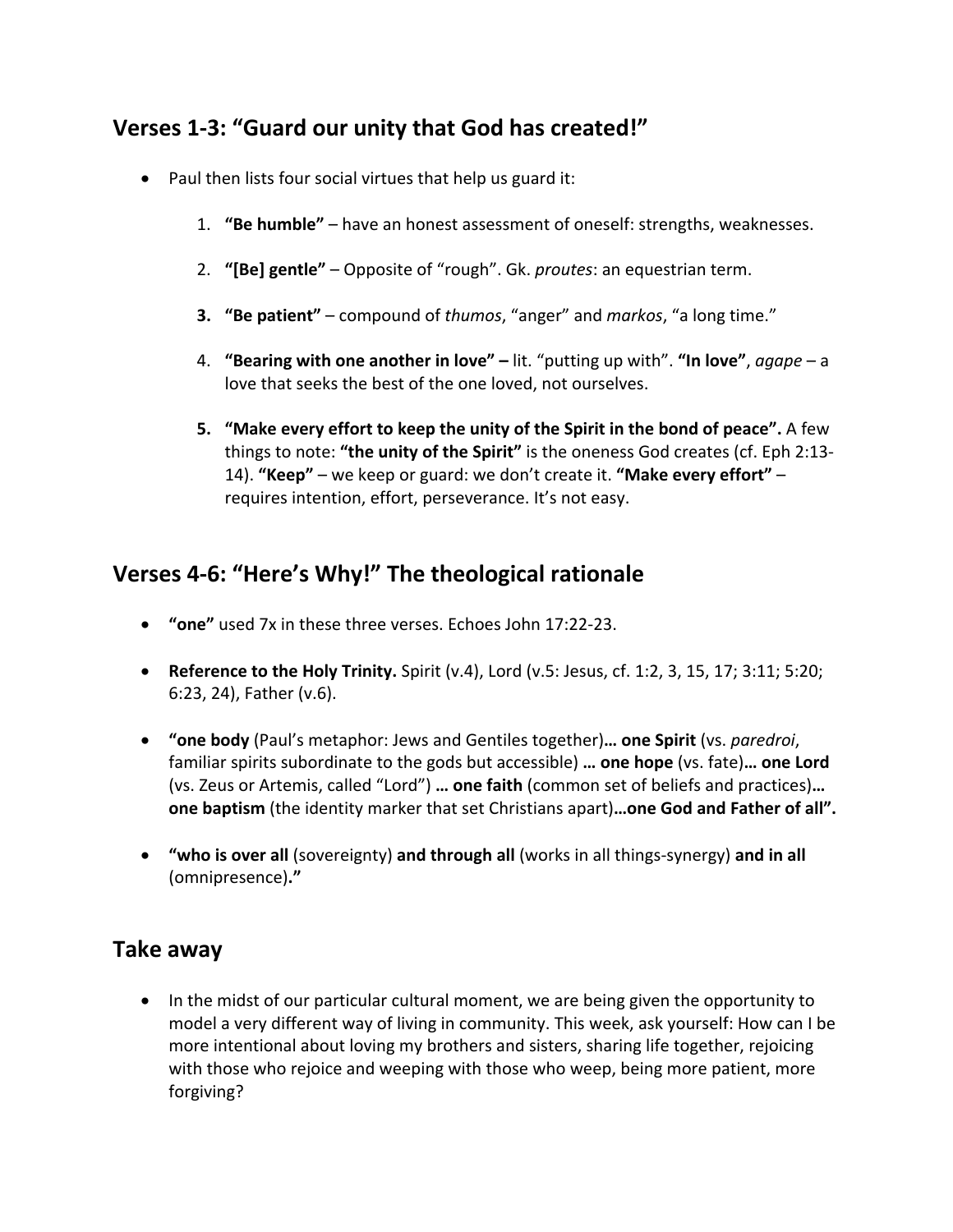## Verses 1-3: "Guard our unity that God has created!"

- Paul then lists four social virtues that help us guard it:

    1. **"Be humble"** – have an honest assessment of oneself: strengths, weaknesses.

    2. **"[Be] gentle"** – Opposite of "rough". Gk. *proutes*: an equestrian term.

    3. **"Be patient"** – compound of *thumos*, "anger" and *markos*, "a long time."

    4. **"Bearing with one another in love" –** lit. "putting up with". **"In love"**, *agape* – a love that seeks the best of the one loved, not ourselves.

    5. **"Make every effort to keep the unity of the Spirit in the bond of peace".** A few things to note: **"the unity of the Spirit"** is the oneness God creates (cf. Eph 2:13-14). **"Keep"** – we keep or guard: we don't create it. **"Make every effort"** – requires intention, effort, perseverance. It's not easy.

## Verses 4-6: "Here's Why!" The theological rationale

- **"one"** used 7x in these three verses. Echoes John 17:22-23.

- **Reference to the Holy Trinity.** Spirit (v.4), Lord (v.5: Jesus, cf. 1:2, 3, 15, 17; 3:11; 5:20; 6:23, 24), Father (v.6).

- **"one body** (Paul's metaphor: Jews and Gentiles together)**… one Spirit** (vs. *paredroi*, familiar spirits subordinate to the gods but accessible) **… one hope** (vs. fate)**… one Lord** (vs. Zeus or Artemis, called "Lord") **… one faith** (common set of beliefs and practices)**… one baptism** (the identity marker that set Christians apart)**…one God and Father of all".**

- **"who is over all** (sovereignty) **and through all** (works in all things-synergy) **and in all** (omnipresence)**."**

## Take away

- In the midst of our particular cultural moment, we are being given the opportunity to model a very different way of living in community. This week, ask yourself: How can I be more intentional about loving my brothers and sisters, sharing life together, rejoicing with those who rejoice and weeping with those who weep, being more patient, more forgiving?